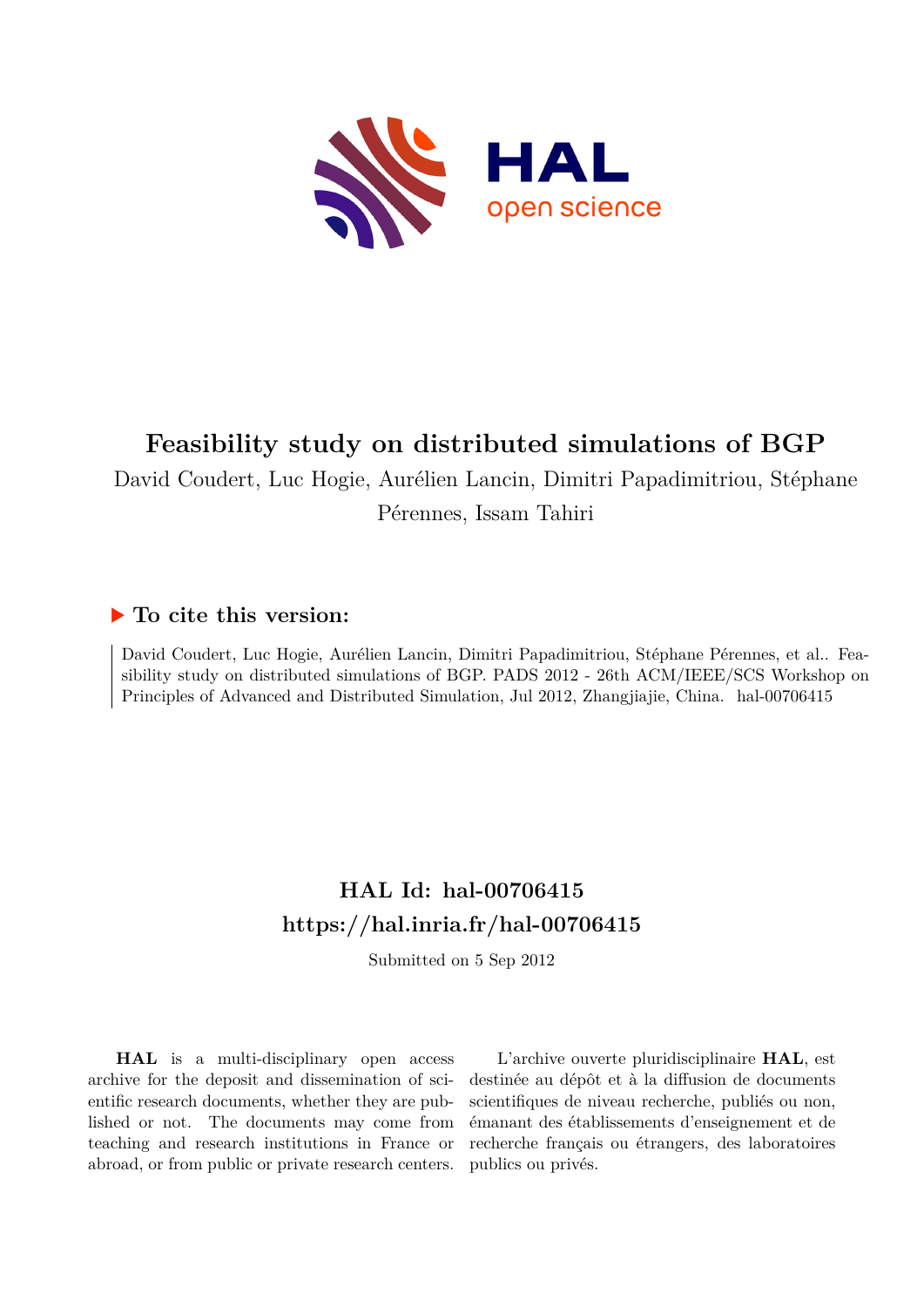# Feasibility study on distributed simulations of BGP

David Coudert, Luc Hogie, Aurélien Lancin, Dimitri Papadimitriou, Stéphane Pérennes, Issam Tahiri

## ▶ To cite this version:

David Coudert, Luc Hogie, Aurélien Lancin, Dimitri Papadimitriou, Stéphane Pérennes, et al.. Feasibility study on distributed simulations of BGP. PADS 2012 - 26th ACM/IEEE/SCS Workshop on Principles of Advanced and Distributed Simulation, Jul 2012, Zhangjiajie, China. hal-00706415

## HAL Id: hal-00706415
## https://hal.inria.fr/hal-00706415

Submitted on 5 Sep 2012

**HAL** is a multi-disciplinary open access archive for the deposit and dissemination of scientific research documents, whether they are published or not. The documents may come from teaching and research institutions in France or abroad, or from public or private research centers.

L'archive ouverte pluridisciplinaire **HAL**, est destinée au dépôt et à la diffusion de documents scientifiques de niveau recherche, publiés ou non, émanant des établissements d'enseignement et de recherche français ou étrangers, des laboratoires publics ou privés.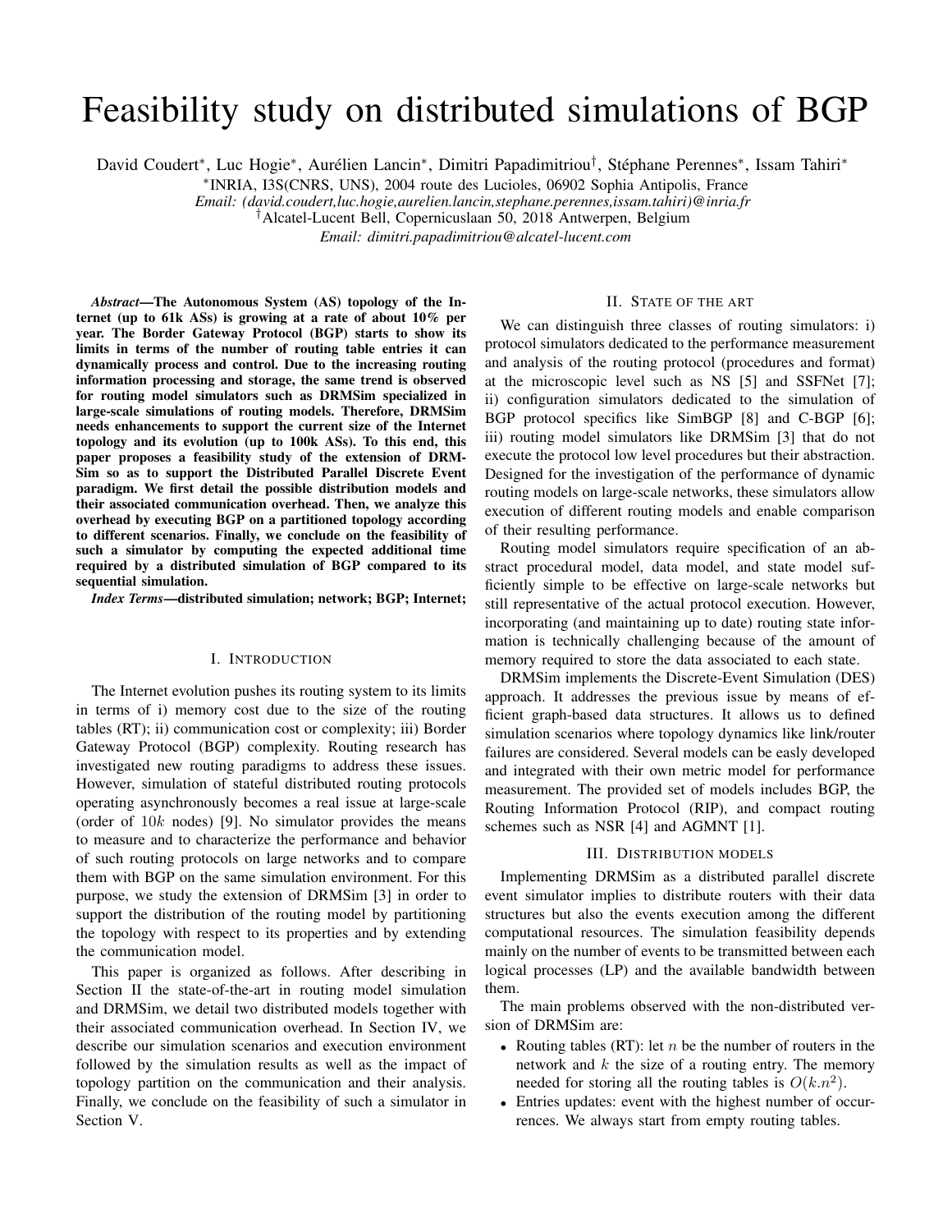# Feasibility study on distributed simulations of BGP

David Coudert*, Luc Hogie*, Aurélien Lancin*, Dimitri Papadimitriou†, Stéphane Perennes*, Issam Tahiri*

*INRIA, I3S(CNRS, UNS), 2004 route des Lucioles, 06902 Sophia Antipolis, France

*Email: (david.coudert,luc.hogie,aurelien.lancin,stephane.perennes,issam.tahiri)@inria.fr*

†Alcatel-Lucent Bell, Copernicuslaan 50, 2018 Antwerpen, Belgium

*Email: dimitri.papadimitriou@alcatel-lucent.com*

***Abstract*—The Autonomous System (AS) topology of the Internet (up to 61k ASs) is growing at a rate of about 10% per year. The Border Gateway Protocol (BGP) starts to show its limits in terms of the number of routing table entries it can dynamically process and control. Due to the increasing routing information processing and storage, the same trend is observed for routing model simulators such as DRMSim specialized in large-scale simulations of routing models. Therefore, DRMSim needs enhancements to support the current size of the Internet topology and its evolution (up to 100k ASs). To this end, this paper proposes a feasibility study of the extension of DRMSim so as to support the Distributed Parallel Discrete Event paradigm. We first detail the possible distribution models and their associated communication overhead. Then, we analyze this overhead by executing BGP on a partitioned topology according to different scenarios. Finally, we conclude on the feasibility of such a simulator by computing the expected additional time required by a distributed simulation of BGP compared to its sequential simulation.**

***Index Terms*—distributed simulation; network; BGP; Internet;**

## I. Introduction

The Internet evolution pushes its routing system to its limits in terms of i) memory cost due to the size of the routing tables (RT); ii) communication cost or complexity; iii) Border Gateway Protocol (BGP) complexity. Routing research has investigated new routing paradigms to address these issues. However, simulation of stateful distributed routing protocols operating asynchronously becomes a real issue at large-scale (order of $10k$ nodes) [9]. No simulator provides the means to measure and to characterize the performance and behavior of such routing protocols on large networks and to compare them with BGP on the same simulation environment. For this purpose, we study the extension of DRMSim [3] in order to support the distribution of the routing model by partitioning the topology with respect to its properties and by extending the communication model.

This paper is organized as follows. After describing in Section II the state-of-the-art in routing model simulation and DRMSim, we detail two distributed models together with their associated communication overhead. In Section IV, we describe our simulation scenarios and execution environment followed by the simulation results as well as the impact of topology partition on the communication and their analysis. Finally, we conclude on the feasibility of such a simulator in Section V.

## II. State of the art

We can distinguish three classes of routing simulators: i) protocol simulators dedicated to the performance measurement and analysis of the routing protocol (procedures and format) at the microscopic level such as NS [5] and SSFNet [7]; ii) configuration simulators dedicated to the simulation of BGP protocol specifics like SimBGP [8] and C-BGP [6]; iii) routing model simulators like DRMSim [3] that do not execute the protocol low level procedures but their abstraction. Designed for the investigation of the performance of dynamic routing models on large-scale networks, these simulators allow execution of different routing models and enable comparison of their resulting performance.

Routing model simulators require specification of an abstract procedural model, data model, and state model sufficiently simple to be effective on large-scale networks but still representative of the actual protocol execution. However, incorporating (and maintaining up to date) routing state information is technically challenging because of the amount of memory required to store the data associated to each state.

DRMSim implements the Discrete-Event Simulation (DES) approach. It addresses the previous issue by means of efficient graph-based data structures. It allows us to defined simulation scenarios where topology dynamics like link/router failures are considered. Several models can be easly developed and integrated with their own metric model for performance measurement. The provided set of models includes BGP, the Routing Information Protocol (RIP), and compact routing schemes such as NSR [4] and AGMNT [1].

## III. Distribution models

Implementing DRMSim as a distributed parallel discrete event simulator implies to distribute routers with their data structures but also the events execution among the different computational resources. The simulation feasibility depends mainly on the number of events to be transmitted between each logical processes (LP) and the available bandwidth between them.

The main problems observed with the non-distributed version of DRMSim are:

- Routing tables (RT): let $n$ be the number of routers in the network and $k$ the size of a routing entry. The memory needed for storing all the routing tables is $O(k.n^2)$.
- Entries updates: event with the highest number of occurrences. We always start from empty routing tables.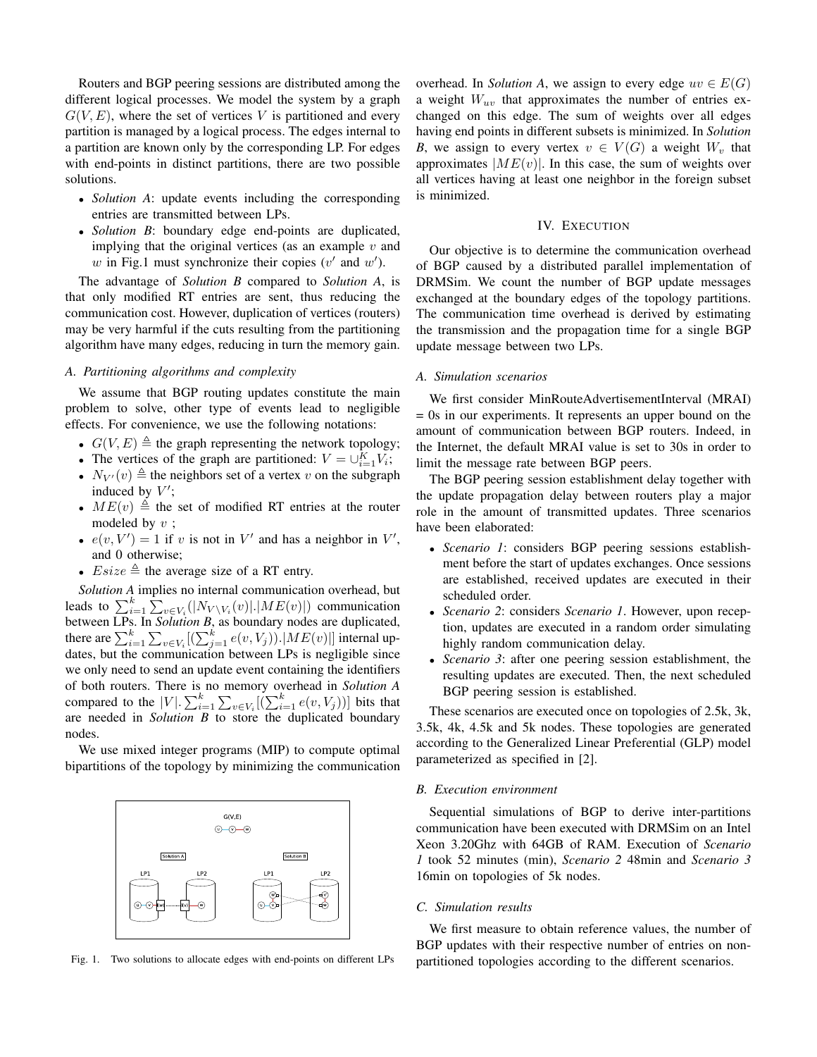Routers and BGP peering sessions are distributed among the different logical processes. We model the system by a graph $G(V, E)$, where the set of vertices $V$ is partitioned and every partition is managed by a logical process. The edges internal to a partition are known only by the corresponding LP. For edges with end-points in distinct partitions, there are two possible solutions.

- *Solution A*: update events including the corresponding entries are transmitted between LPs.
- *Solution B*: boundary edge end-points are duplicated, implying that the original vertices (as an example $v$ and $w$ in Fig.1 must synchronize their copies ($v'$ and $w'$).

The advantage of *Solution B* compared to *Solution A*, is that only modified RT entries are sent, thus reducing the communication cost. However, duplication of vertices (routers) may be very harmful if the cuts resulting from the partitioning algorithm have many edges, reducing in turn the memory gain.

### A. Partitioning algorithms and complexity

We assume that BGP routing updates constitute the main problem to solve, other type of events lead to negligible effects. For convenience, we use the following notations:

- $G(V, E) \triangleq$ the graph representing the network topology;
- The vertices of the graph are partitioned: $V = \cup_{i=1}^{K} V_i$;
- $N_{V'}(v) \triangleq$ the neighbors set of a vertex $v$ on the subgraph induced by $V'$;
- $ME(v) \triangleq$ the set of modified RT entries at the router modeled by $v$ ;
- $e(v, V') = 1$ if $v$ is not in $V'$ and has a neighbor in $V'$, and 0 otherwise;
- $Esize \triangleq$ the average size of a RT entry.

*Solution A* implies no internal communication overhead, but leads to $\sum_{i=1}^{k} \sum_{v \in V_i} (|N_{V \setminus V_i}(v)|.|ME(v)|)$ communication between LPs. In *Solution B*, as boundary nodes are duplicated, there are $\sum_{i=1}^{k} \sum_{v \in V_i} [(\sum_{j=1}^{k} e(v, V_j)).|ME(v)|]$ internal updates, but the communication between LPs is negligible since we only need to send an update event containing the identifiers of both routers. There is no memory overhead in *Solution A* compared to the $|V|. \sum_{i=1}^{k} \sum_{v \in V_i} [(\sum_{i=1}^{k} e(v, V_j))]$ bits that are needed in *Solution B* to store the duplicated boundary nodes.

We use mixed integer programs (MIP) to compute optimal bipartitions of the topology by minimizing the communication overhead. In *Solution A*, we assign to every edge $uv \in E(G)$ a weight $W_{uv}$ that approximates the number of entries exchanged on this edge. The sum of weights over all edges having end points in different subsets is minimized. In *Solution B*, we assign to every vertex $v \in V(G)$ a weight $W_v$ that approximates $|ME(v)|$. In this case, the sum of weights over all vertices having at least one neighbor in the foreign subset is minimized.

Fig. 1. Two solutions to allocate edges with end-points on different LPs

## IV. Execution

Our objective is to determine the communication overhead of BGP caused by a distributed parallel implementation of DRMSim. We count the number of BGP update messages exchanged at the boundary edges of the topology partitions. The communication time overhead is derived by estimating the transmission and the propagation time for a single BGP update message between two LPs.

### A. Simulation scenarios

We first consider MinRouteAdvertisementInterval (MRAI) = 0s in our experiments. It represents an upper bound on the amount of communication between BGP routers. Indeed, in the Internet, the default MRAI value is set to 30s in order to limit the message rate between BGP peers.

The BGP peering session establishment delay together with the update propagation delay between routers play a major role in the amount of transmitted updates. Three scenarios have been elaborated:

- *Scenario 1*: considers BGP peering sessions establishment before the start of updates exchanges. Once sessions are established, received updates are executed in their scheduled order.
- *Scenario 2*: considers *Scenario 1*. However, upon reception, updates are executed in a random order simulating highly random communication delay.
- *Scenario 3*: after one peering session establishment, the resulting updates are executed. Then, the next scheduled BGP peering session is established.

These scenarios are executed once on topologies of 2.5k, 3k, 3.5k, 4k, 4.5k and 5k nodes. These topologies are generated according to the Generalized Linear Preferential (GLP) model parameterized as specified in [2].

### B. Execution environment

Sequential simulations of BGP to derive inter-partitions communication have been executed with DRMSim on an Intel Xeon 3.20Ghz with 64GB of RAM. Execution of *Scenario 1* took 52 minutes (min), *Scenario 2* 48min and *Scenario 3* 16min on topologies of 5k nodes.

### C. Simulation results

We first measure to obtain reference values, the number of BGP updates with their respective number of entries on non-partitioned topologies according to the different scenarios.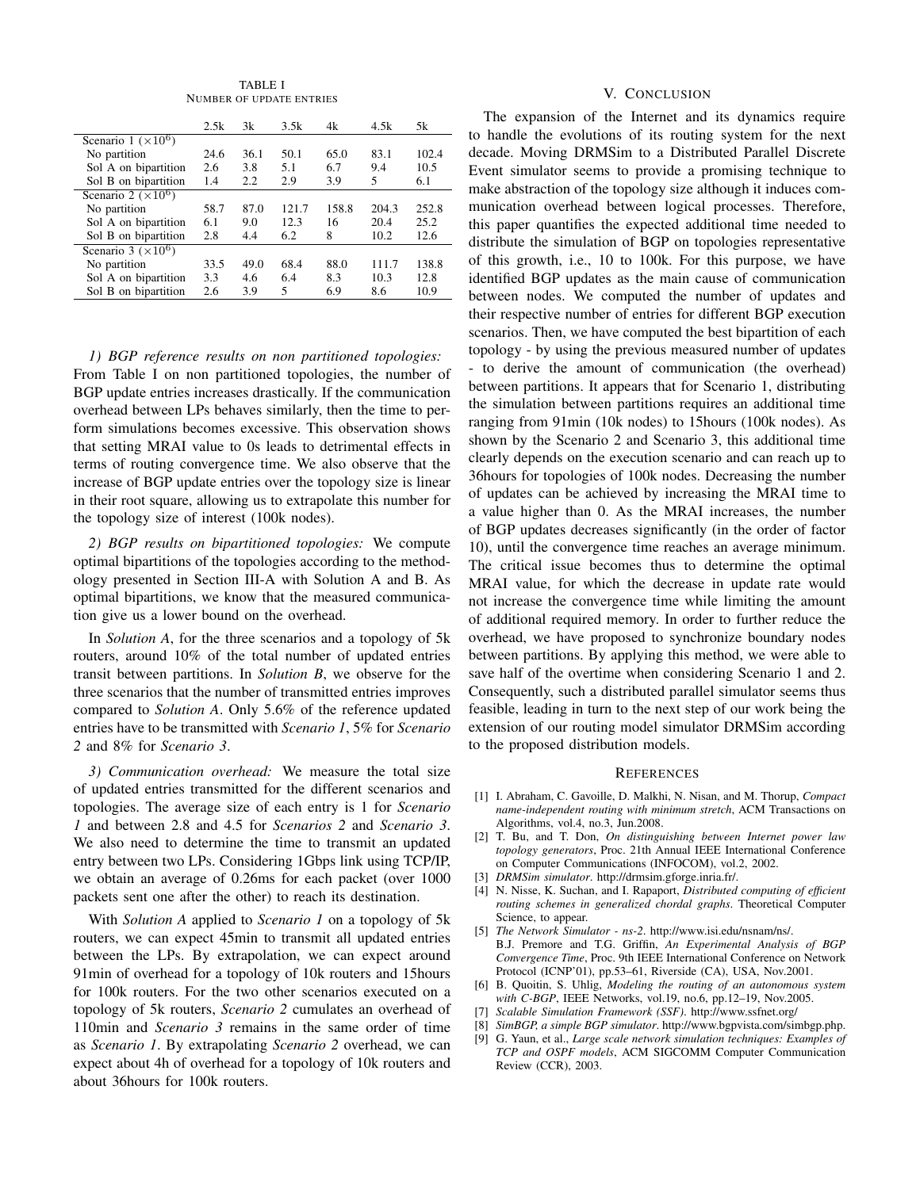TABLE I
NUMBER OF UPDATE ENTRIES

| | 2.5k | 3k | 3.5k | 4k | 4.5k | 5k |
|---|---|---|---|---|---|---|
| Scenario 1 ($\times 10^6$) | | | | | | |
| No partition | 24.6 | 36.1 | 50.1 | 65.0 | 83.1 | 102.4 |
| Sol A on bipartition | 2.6 | 3.8 | 5.1 | 6.7 | 9.4 | 10.5 |
| Sol B on bipartition | 1.4 | 2.2 | 2.9 | 3.9 | 5 | 6.1 |
| Scenario 2 ($\times 10^6$) | | | | | | |
| No partition | 58.7 | 87.0 | 121.7 | 158.8 | 204.3 | 252.8 |
| Sol A on bipartition | 6.1 | 9.0 | 12.3 | 16 | 20.4 | 25.2 |
| Sol B on bipartition | 2.8 | 4.4 | 6.2 | 8 | 10.2 | 12.6 |
| Scenario 3 ($\times 10^6$) | | | | | | |
| No partition | 33.5 | 49.0 | 68.4 | 88.0 | 111.7 | 138.8 |
| Sol A on bipartition | 3.3 | 4.6 | 6.4 | 8.3 | 10.3 | 12.8 |
| Sol B on bipartition | 2.6 | 3.9 | 5 | 6.9 | 8.6 | 10.9 |

*1) BGP reference results on non partitioned topologies:* From Table I on non partitioned topologies, the number of BGP update entries increases drastically. If the communication overhead between LPs behaves similarly, then the time to perform simulations becomes excessive. This observation shows that setting MRAI value to 0s leads to detrimental effects in terms of routing convergence time. We also observe that the increase of BGP update entries over the topology size is linear in their root square, allowing us to extrapolate this number for the topology size of interest (100k nodes).

*2) BGP results on bipartitioned topologies:* We compute optimal bipartitions of the topologies according to the methodology presented in Section III-A with Solution A and B. As optimal bipartitions, we know that the measured communication give us a lower bound on the overhead.

In *Solution A*, for the three scenarios and a topology of 5k routers, around 10% of the total number of updated entries transit between partitions. In *Solution B*, we observe for the three scenarios that the number of transmitted entries improves compared to *Solution A*. Only 5.6% of the reference updated entries have to be transmitted with *Scenario 1*, 5% for *Scenario 2* and 8% for *Scenario 3*.

*3) Communication overhead:* We measure the total size of updated entries transmitted for the different scenarios and topologies. The average size of each entry is 1 for *Scenario 1* and between 2.8 and 4.5 for *Scenarios 2* and *Scenario 3*. We also need to determine the time to transmit an updated entry between two LPs. Considering 1Gbps link using TCP/IP, we obtain an average of 0.26ms for each packet (over 1000 packets sent one after the other) to reach its destination.

With *Solution A* applied to *Scenario 1* on a topology of 5k routers, we can expect 45min to transmit all updated entries between the LPs. By extrapolation, we can expect around 91min of overhead for a topology of 10k routers and 15hours for 100k routers. For the two other scenarios executed on a topology of 5k routers, *Scenario 2* cumulates an overhead of 110min and *Scenario 3* remains in the same order of time as *Scenario 1*. By extrapolating *Scenario 2* overhead, we can expect about 4h of overhead for a topology of 10k routers and about 36hours for 100k routers.

## V. CONCLUSION

The expansion of the Internet and its dynamics require to handle the evolutions of its routing system for the next decade. Moving DRMSim to a Distributed Parallel Discrete Event simulator seems to provide a promising technique to make abstraction of the topology size although it induces communication overhead between logical processes. Therefore, this paper quantifies the expected additional time needed to distribute the simulation of BGP on topologies representative of this growth, i.e., 10 to 100k. For this purpose, we have identified BGP updates as the main cause of communication between nodes. We computed the number of updates and their respective number of entries for different BGP execution scenarios. Then, we have computed the best bipartition of each topology - by using the previous measured number of updates - to derive the amount of communication (the overhead) between partitions. It appears that for Scenario 1, distributing the simulation between partitions requires an additional time ranging from 91min (10k nodes) to 15hours (100k nodes). As shown by the Scenario 2 and Scenario 3, this additional time clearly depends on the execution scenario and can reach up to 36hours for topologies of 100k nodes. Decreasing the number of updates can be achieved by increasing the MRAI time to a value higher than 0. As the MRAI increases, the number of BGP updates decreases significantly (in the order of factor 10), until the convergence time reaches an average minimum. The critical issue becomes thus to determine the optimal MRAI value, for which the decrease in update rate would not increase the convergence time while limiting the amount of additional required memory. In order to further reduce the overhead, we have proposed to synchronize boundary nodes between partitions. By applying this method, we were able to save half of the overtime when considering Scenario 1 and 2. Consequently, such a distributed parallel simulator seems thus feasible, leading in turn to the next step of our work being the extension of our routing model simulator DRMSim according to the proposed distribution models.

## REFERENCES

[1] I. Abraham, C. Gavoille, D. Malkhi, N. Nisan, and M. Thorup, *Compact name-independent routing with minimum stretch*, ACM Transactions on Algorithms, vol.4, no.3, Jun.2008.

[2] T. Bu, and T. Don, *On distinguishing between Internet power law topology generators*, Proc. 21th Annual IEEE International Conference on Computer Communications (INFOCOM), vol.2, 2002.

[3] *DRMSim simulator*. http://drmsim.gforge.inria.fr/.

[4] N. Nisse, K. Suchan, and I. Rapaport, *Distributed computing of efficient routing schemes in generalized chordal graphs*. Theoretical Computer Science, to appear.

[5] *The Network Simulator - ns-2*. http://www.isi.edu/nsnam/ns/. B.J. Premore and T.G. Griffin, *An Experimental Analysis of BGP Convergence Time*, Proc. 9th IEEE International Conference on Network Protocol (ICNP'01), pp.53–61, Riverside (CA), USA, Nov.2001.

[6] B. Quoitin, S. Uhlig, *Modeling the routing of an autonomous system with C-BGP*, IEEE Networks, vol.19, no.6, pp.12–19, Nov.2005.

[7] *Scalable Simulation Framework (SSF)*. http://www.ssfnet.org/

[8] *SimBGP, a simple BGP simulator*. http://www.bgpvista.com/simbgp.php.

[9] G. Yaun, et al., *Large scale network simulation techniques: Examples of TCP and OSPF models*, ACM SIGCOMM Computer Communication Review (CCR), 2003.